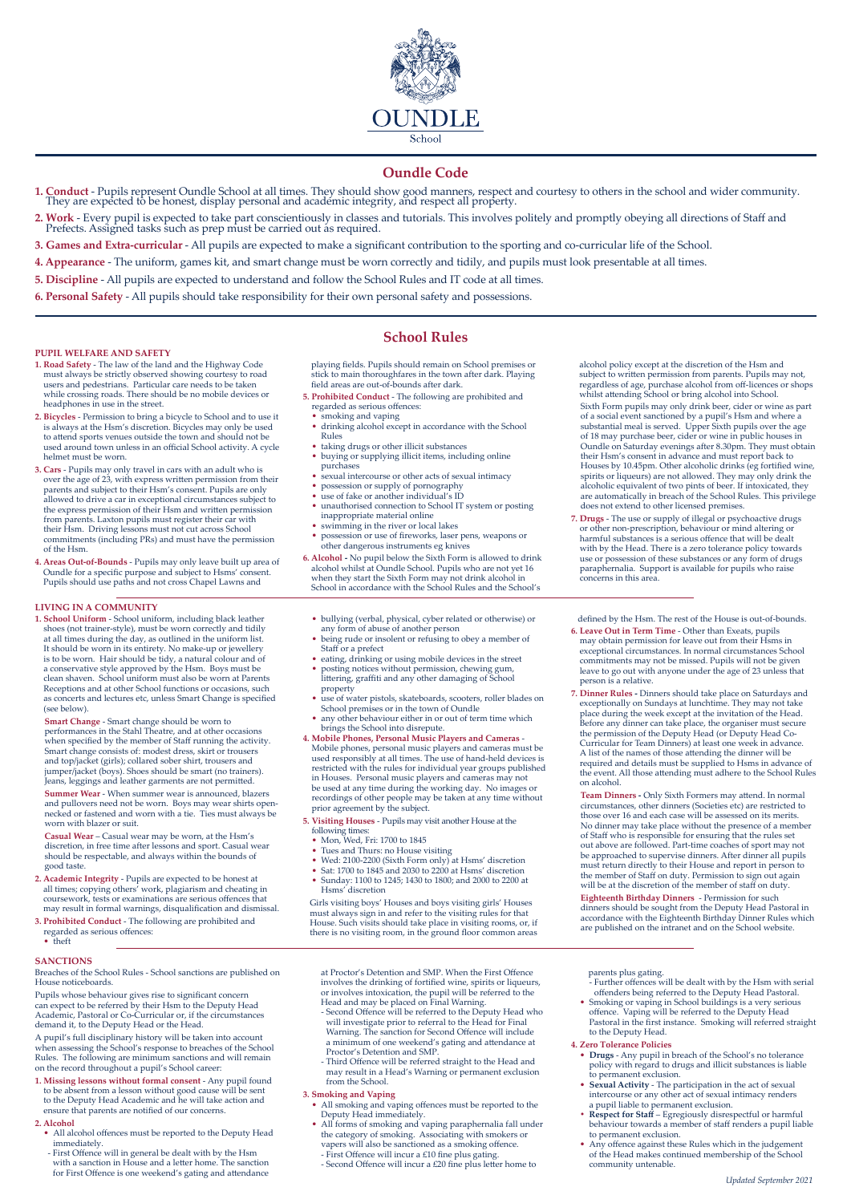OUNDLE

School

# Oundle Code

1. **Conduct** - Pupils represent Oundle School at all times. They should show good manners, respect and courtesy to others in the school and wider community. They are expected to be honest, display personal and academic integrity, and respect all property.
2. **Work** - Every pupil is expected to take part conscientiously in classes and tutorials. This involves politely and promptly obeying all directions of Staff and Prefects. Assigned tasks such as prep must be carried out as required.
3. **Games and Extra-curricular** - All pupils are expected to make a significant contribution to the sporting and co-curricular life of the School.
4. **Appearance** - The uniform, games kit, and smart change must be worn correctly and tidily, and pupils must look presentable at all times.
5. **Discipline** - All pupils are expected to understand and follow the School Rules and IT code at all times.
6. **Personal Safety** - All pupils should take responsibility for their own personal safety and possessions.

# School Rules

## PUPIL WELFARE AND SAFETY

1. **Road Safety** - The law of the land and the Highway Code must always be strictly observed showing courtesy to road users and pedestrians. Particular care needs to be taken while crossing roads. There should be no mobile devices or headphones in use in the street.
2. **Bicycles** - Permission to bring a bicycle to School and to use it is always at the Hsm's discretion. Bicycles may only be used to attend sports venues outside the town and should not be used around town unless in an official School activity. A cycle helmet must be worn.
3. **Cars** - Pupils may only travel in cars with an adult who is over the age of 23, with express written permission from their parents and subject to their Hsm's consent. Pupils are only allowed to drive a car in exceptional circumstances subject to the express permission of their Hsm and written permission from parents. Laxton pupils must register their car with their Hsm. Driving lessons must not cut across School commitments (including PRs) and must have the permission of the Hsm.
4. **Areas Out-of-Bounds** - Pupils may only leave built up area of Oundle for a specific purpose and subject to Hsms' consent. Pupils should use paths and not cross Chapel Lawns and playing fields. Pupils should remain on School premises or stick to main thoroughfares in the town after dark. Playing field areas are out-of-bounds after dark.
5. **Prohibited Conduct** - The following are prohibited and regarded as serious offences:
   - smoking and vaping
   - drinking alcohol except in accordance with the School Rules
   - taking drugs or other illicit substances
   - buying or supplying illicit items, including online purchases
   - sexual intercourse or other acts of sexual intimacy
   - possession or supply of pornography
   - use of fake or another individual's ID
   - unauthorised connection to School IT system or posting inappropriate material online
   - swimming in the river or local lakes
   - possession or use of fireworks, laser pens, weapons or other dangerous instruments eg knives
6. **Alcohol** - No pupil below the Sixth Form is allowed to drink alcohol whilst at Oundle School. Pupils who are not yet 16 when they start the Sixth Form may not drink alcohol in School in accordance with the School Rules and the School's alcohol policy except at the discretion of the Hsm and subject to written permission from parents. Pupils may not, regardless of age, purchase alcohol from off-licences or shops whilst attending School or bring alcohol into School.

   Sixth Form pupils may only drink beer, cider or wine as part of a social event sanctioned by a pupil's Hsm and where a substantial meal is served. Upper Sixth pupils over the age of 18 may purchase beer, cider or wine in public houses in Oundle on Saturday evenings after 8.30pm. They must obtain their Hsm's consent in advance and must report back to Houses by 10.45pm. Other alcoholic drinks (eg fortified wine, spirits or liqueurs) are not allowed. They may only drink the alcoholic equivalent of two pints of beer. If intoxicated, they are automatically in breach of the School Rules. This privilege does not extend to other licensed premises.
7. **Drugs** - The use or supply of illegal or psychoactive drugs or other non-prescription, behaviour or mind altering or harmful substances is a serious offence that will be dealt with by the Head. There is a zero tolerance policy towards use or possession of these substances or any form of drugs paraphernalia. Support is available for pupils who raise concerns in this area.

## LIVING IN A COMMUNITY

1. **School Uniform** - School uniform, including black leather shoes (not trainer-style), must be worn correctly and tidily at all times during the day, as outlined in the uniform list. It should be worn in its entirety. No make-up or jewellery is to be worn. Hair should be tidy, a natural colour and of a conservative style approved by the Hsm. Boys must be clean shaven. School uniform must also be worn at Parents Receptions and at other School functions or occasions, such as concerts and lectures etc, unless Smart Change is specified (see below).

   **Smart Change** - Smart change should be worn to performances in the Stahl Theatre, and at other occasions when specified by the member of Staff running the activity. Smart change consists of: modest dress, skirt or trousers and top/jacket (girls); collared sober shirt, trousers and jumper/jacket (boys). Shoes should be smart (no trainers). Jeans, leggings and leather garments are not permitted.

   **Summer Wear** - When summer wear is announced, blazers and pullovers need not be worn. Boys may wear shirts open-necked or fastened and worn with a tie. Ties must always be worn with blazer or suit.

   **Casual Wear** – Casual wear may be worn, at the Hsm's discretion, in free time after lessons and sport. Casual wear should be respectable, and always within the bounds of good taste.
2. **Academic Integrity** - Pupils are expected to be honest at all times; copying others' work, plagiarism and cheating in coursework, tests or examinations are serious offences that may result in formal warnings, disqualification and dismissal.
3. **Prohibited Conduct** - The following are prohibited and regarded as serious offences:
   - theft
   - bullying (verbal, physical, cyber related or otherwise) or any form of abuse of another person
   - being rude or insolent or refusing to obey a member of Staff or a prefect
   - eating, drinking or using mobile devices in the street
   - posting notices without permission, chewing gum, littering, graffiti and any other damaging of School property
   - use of water pistols, skateboards, scooters, roller blades on School premises or in the town of Oundle
   - any other behaviour either in or out of term time which brings the School into disrepute.
4. **Mobile Phones, Personal Music Players and Cameras** - Mobile phones, personal music players and cameras must be used responsibly at all times. The use of hand-held devices is restricted with the rules for individual year groups published in Houses. Personal music players and cameras may not be used at any time during the working day. No images or recordings of other people may be taken at any time without prior agreement by the subject.
5. **Visiting Houses** - Pupils may visit another House at the following times:
   - Mon, Wed, Fri: 1700 to 1845
   - Tues and Thurs: no House visiting
   - Wed: 2100-2200 (Sixth Form only) at Hsms' discretion
   - Sat: 1700 to 1845 and 2030 to 2200 at Hsms' discretion
   - Sunday: 1100 to 1245; 1430 to 1800; and 2000 to 2200 at Hsms' discretion

   Girls visiting boys' Houses and boys visiting girls' Houses must always sign in and refer to the visiting rules for that House. Such visits should take place in visiting rooms, or, if there is no visiting room, in the ground floor common areas defined by the Hsm. The rest of the House is out-of-bounds.
6. **Leave Out in Term Time** - Other than Exeats, pupils may obtain permission for leave out from their Hsms in exceptional circumstances. In normal circumstances School commitments may not be missed. Pupils will not be given leave to go out with anyone under the age of 23 unless that person is a relative.
7. **Dinner Rules** - Dinners should take place on Saturdays and exceptionally on Sundays at lunchtime. They may not take place during the week except at the invitation of the Head. Before any dinner can take place, the organiser must secure the permission of the Deputy Head (or Deputy Head Co-Curricular for Team Dinners) at least one week in advance. A list of the names of those attending the dinner will be required and details must be supplied to Hsms in advance of the event. All those attending must adhere to the School Rules on alcohol.

   **Team Dinners** - Only Sixth Formers may attend. In normal circumstances, other dinners (Societies etc) are restricted to those over 16 and each case will be assessed on its merits. No dinner may take place without the presence of a member of Staff who is responsible for ensuring that the rules set out above are followed. Part-time coaches of sport may not be approached to supervise dinners. After dinner all pupils must return directly to their House and report in person to the member of Staff on duty. Permission to sign out again will be at the discretion of the member of staff on duty.

   **Eighteenth Birthday Dinners** - Permission for such dinners should be sought from the Deputy Head Pastoral in accordance with the Eighteenth Birthday Dinner Rules which are published on the intranet and on the School website.

## SANCTIONS

Breaches of the School Rules - School sanctions are published on House noticeboards.

Pupils whose behaviour gives rise to significant concern can expect to be referred by their Hsm to the Deputy Head Academic, Pastoral or Co-Curricular or, if the circumstances demand it, to the Deputy Head or the Head.

A pupil's full disciplinary history will be taken into account when assessing the School's response to breaches of the School Rules. The following are minimum sanctions and will remain on the record throughout a pupil's School career:

1. **Missing lessons without formal consent** - Any pupil found to be absent from a lesson without good cause will be sent to the Deputy Head Academic and he will take action and ensure that parents are notified of our concerns.
2. **Alcohol**
   - All alcohol offences must be reported to the Deputy Head immediately.
     - First Offence will in general be dealt with by the Hsm with a sanction in House and a letter home. The sanction for First Offence is one weekend's gating and attendance at Proctor's Detention and SMP. When the First Offence involves the drinking of fortified wine, spirits or liqueurs, or involves intoxication, the pupil will be referred to the Head and may be placed on Final Warning.
     - Second Offence will be referred to the Deputy Head who will investigate prior to referral to the Head for Final Warning. The sanction for Second Offence will include a minimum of one weekend's gating and attendance at Proctor's Detention and SMP.
     - Third Offence will be referred straight to the Head and may result in a Head's Warning or permanent exclusion from the School.
3. **Smoking and Vaping**
   - All smoking and vaping offences must be reported to the Deputy Head immediately.
   - All forms of smoking and vaping paraphernalia fall under the category of smoking. Associating with smokers or vapers will also be sanctioned as a smoking offence.
     - First Offence will incur a £10 fine plus gating.
     - Second Offence will incur a £20 fine plus letter home to parents plus gating.
     - Further offences will be dealt with by the Hsm with serial offenders being referred to the Deputy Head Pastoral.
   - Smoking or vaping in School buildings is a very serious offence. Vaping will be referred to the Deputy Head Pastoral in the first instance. Smoking will referred straight to the Deputy Head.
4. **Zero Tolerance Policies**
   - **Drugs** - Any pupil in breach of the School's no tolerance policy with regard to drugs and illicit substances is liable to permanent exclusion.
   - **Sexual Activity** - The participation in the act of sexual intercourse or any other act of sexual intimacy renders a pupil liable to permanent exclusion.
   - **Respect for Staff** – Egregiously disrespectful or harmful behaviour towards a member of staff renders a pupil liable to permanent exclusion.
   - Any offence against these Rules which in the judgement of the Head makes continued membership of the School community untenable.

*Updated September 2021*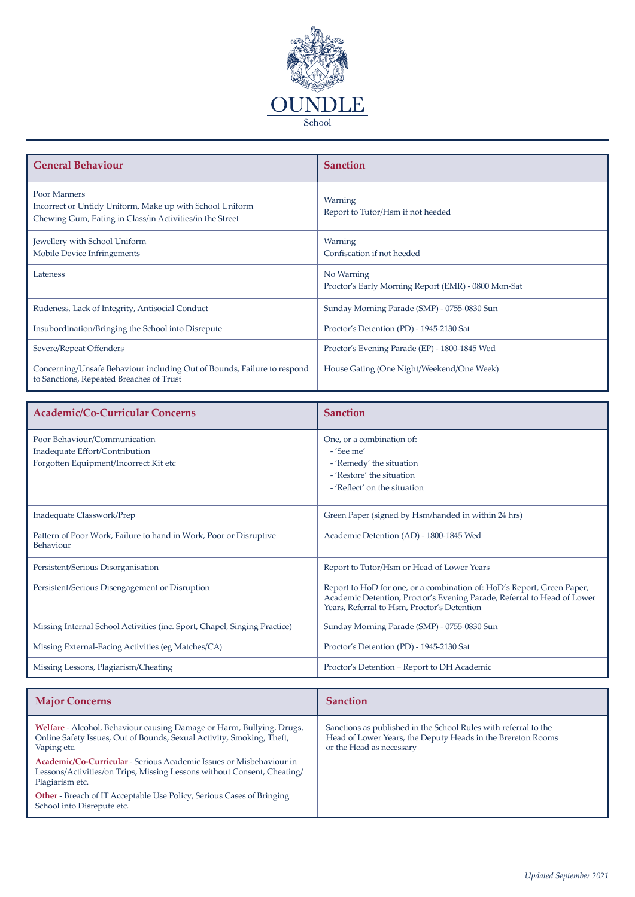OUNDLE

School

| General Behaviour | Sanction |
|---|---|
| Poor Manners<br>Incorrect or Untidy Uniform, Make up with School Uniform<br>Chewing Gum, Eating in Class/in Activities/in the Street | Warning<br>Report to Tutor/Hsm if not heeded |
| Jewellery with School Uniform<br>Mobile Device Infringements | Warning<br>Confiscation if not heeded |
| Lateness | No Warning<br>Proctor's Early Morning Report (EMR) - 0800 Mon-Sat |
| Rudeness, Lack of Integrity, Antisocial Conduct | Sunday Morning Parade (SMP) - 0755-0830 Sun |
| Insubordination/Bringing the School into Disrepute | Proctor's Detention (PD) - 1945-2130 Sat |
| Severe/Repeat Offenders | Proctor's Evening Parade (EP) - 1800-1845 Wed |
| Concerning/Unsafe Behaviour including Out of Bounds, Failure to respond to Sanctions, Repeated Breaches of Trust | House Gating (One Night/Weekend/One Week) |

| Academic/Co-Curricular Concerns | Sanction |
|---|---|
| Poor Behaviour/Communication<br>Inadequate Effort/Contribution<br>Forgotten Equipment/Incorrect Kit etc | One, or a combination of:<br>- 'See me'<br>- 'Remedy' the situation<br>- 'Restore' the situation<br>- 'Reflect' on the situation |
| Inadequate Classwork/Prep | Green Paper (signed by Hsm/handed in within 24 hrs) |
| Pattern of Poor Work, Failure to hand in Work, Poor or Disruptive Behaviour | Academic Detention (AD) - 1800-1845 Wed |
| Persistent/Serious Disorganisation | Report to Tutor/Hsm or Head of Lower Years |
| Persistent/Serious Disengagement or Disruption | Report to HoD for one, or a combination of: HoD's Report, Green Paper, Academic Detention, Proctor's Evening Parade, Referral to Head of Lower Years, Referral to Hsm, Proctor's Detention |
| Missing Internal School Activities (inc. Sport, Chapel, Singing Practice) | Sunday Morning Parade (SMP) - 0755-0830 Sun |
| Missing External-Facing Activities (eg Matches/CA) | Proctor's Detention (PD) - 1945-2130 Sat |
| Missing Lessons, Plagiarism/Cheating | Proctor's Detention + Report to DH Academic |

| Major Concerns | Sanction |
|---|---|
| **Welfare** - Alcohol, Behaviour causing Damage or Harm, Bullying, Drugs, Online Safety Issues, Out of Bounds, Sexual Activity, Smoking, Theft, Vaping etc.<br>**Academic/Co-Curricular** - Serious Academic Issues or Misbehaviour in Lessons/Activities/on Trips, Missing Lessons without Consent, Cheating/Plagiarism etc.<br>**Other** - Breach of IT Acceptable Use Policy, Serious Cases of Bringing School into Disrepute etc. | Sanctions as published in the School Rules with referral to the Head of Lower Years, the Deputy Heads in the Brereton Rooms or the Head as necessary |

*Updated September 2021*